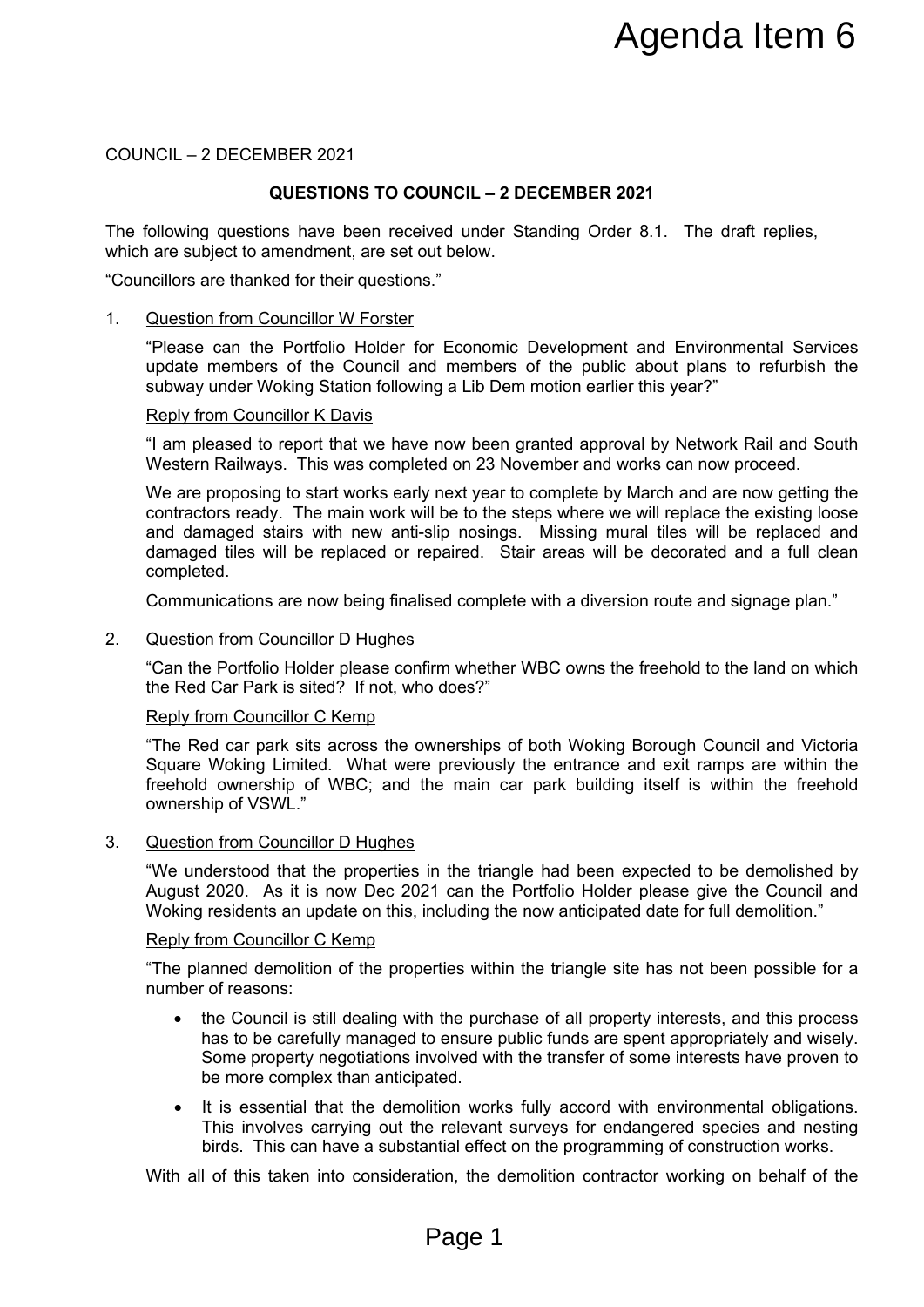# Agenda Item 6

COUNCIL – 2 DECEMBER 2021

## QUESTIONS TO COUNCIL – 2 DECEMBER 2021

The following questions have been received under Standing Order 8.1. The draft replies, which are subject to amendment, are set out below.

"Councillors are thanked for their questions."

1. Question from Councillor W Forster

   "Please can the Portfolio Holder for Economic Development and Environmental Services update members of the Council and members of the public about plans to refurbish the subway under Woking Station following a Lib Dem motion earlier this year?"

   Reply from Councillor K Davis

   "I am pleased to report that we have now been granted approval by Network Rail and South Western Railways. This was completed on 23 November and works can now proceed.

   We are proposing to start works early next year to complete by March and are now getting the contractors ready. The main work will be to the steps where we will replace the existing loose and damaged stairs with new anti-slip nosings. Missing mural tiles will be replaced and damaged tiles will be replaced or repaired. Stair areas will be decorated and a full clean completed.

   Communications are now being finalised complete with a diversion route and signage plan."

2. Question from Councillor D Hughes

   "Can the Portfolio Holder please confirm whether WBC owns the freehold to the land on which the Red Car Park is sited? If not, who does?"

   Reply from Councillor C Kemp

   "The Red car park sits across the ownerships of both Woking Borough Council and Victoria Square Woking Limited. What were previously the entrance and exit ramps are within the freehold ownership of WBC; and the main car park building itself is within the freehold ownership of VSWL."

3. Question from Councillor D Hughes

   "We understood that the properties in the triangle had been expected to be demolished by August 2020. As it is now Dec 2021 can the Portfolio Holder please give the Council and Woking residents an update on this, including the now anticipated date for full demolition."

   Reply from Councillor C Kemp

   "The planned demolition of the properties within the triangle site has not been possible for a number of reasons:

   - the Council is still dealing with the purchase of all property interests, and this process has to be carefully managed to ensure public funds are spent appropriately and wisely. Some property negotiations involved with the transfer of some interests have proven to be more complex than anticipated.
   - It is essential that the demolition works fully accord with environmental obligations. This involves carrying out the relevant surveys for endangered species and nesting birds. This can have a substantial effect on the programming of construction works.

   With all of this taken into consideration, the demolition contractor working on behalf of the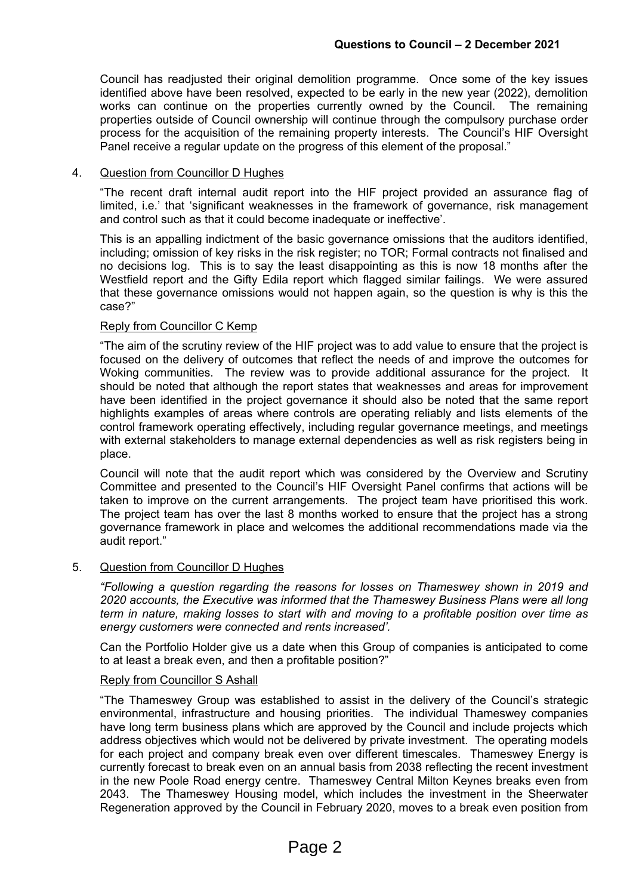Council has readjusted their original demolition programme. Once some of the key issues identified above have been resolved, expected to be early in the new year (2022), demolition works can continue on the properties currently owned by the Council. The remaining properties outside of Council ownership will continue through the compulsory purchase order process for the acquisition of the remaining property interests. The Council's HIF Oversight Panel receive a regular update on the progress of this element of the proposal."

4. Question from Councillor D Hughes

"The recent draft internal audit report into the HIF project provided an assurance flag of limited, i.e.' that 'significant weaknesses in the framework of governance, risk management and control such as that it could become inadequate or ineffective'.

This is an appalling indictment of the basic governance omissions that the auditors identified, including; omission of key risks in the risk register; no TOR; Formal contracts not finalised and no decisions log. This is to say the least disappointing as this is now 18 months after the Westfield report and the Gifty Edila report which flagged similar failings. We were assured that these governance omissions would not happen again, so the question is why is this the case?"

Reply from Councillor C Kemp

"The aim of the scrutiny review of the HIF project was to add value to ensure that the project is focused on the delivery of outcomes that reflect the needs of and improve the outcomes for Woking communities. The review was to provide additional assurance for the project. It should be noted that although the report states that weaknesses and areas for improvement have been identified in the project governance it should also be noted that the same report highlights examples of areas where controls are operating reliably and lists elements of the control framework operating effectively, including regular governance meetings, and meetings with external stakeholders to manage external dependencies as well as risk registers being in place.

Council will note that the audit report which was considered by the Overview and Scrutiny Committee and presented to the Council's HIF Oversight Panel confirms that actions will be taken to improve on the current arrangements. The project team have prioritised this work. The project team has over the last 8 months worked to ensure that the project has a strong governance framework in place and welcomes the additional recommendations made via the audit report."

5. Question from Councillor D Hughes

*"Following a question regarding the reasons for losses on Thameswey shown in 2019 and 2020 accounts, the Executive was informed that the Thameswey Business Plans were all long term in nature, making losses to start with and moving to a profitable position over time as energy customers were connected and rents increased'.*

Can the Portfolio Holder give us a date when this Group of companies is anticipated to come to at least a break even, and then a profitable position?"

Reply from Councillor S Ashall

"The Thameswey Group was established to assist in the delivery of the Council's strategic environmental, infrastructure and housing priorities. The individual Thameswey companies have long term business plans which are approved by the Council and include projects which address objectives which would not be delivered by private investment. The operating models for each project and company break even over different timescales. Thameswey Energy is currently forecast to break even on an annual basis from 2038 reflecting the recent investment in the new Poole Road energy centre. Thameswey Central Milton Keynes breaks even from 2043. The Thameswey Housing model, which includes the investment in the Sheerwater Regeneration approved by the Council in February 2020, moves to a break even position from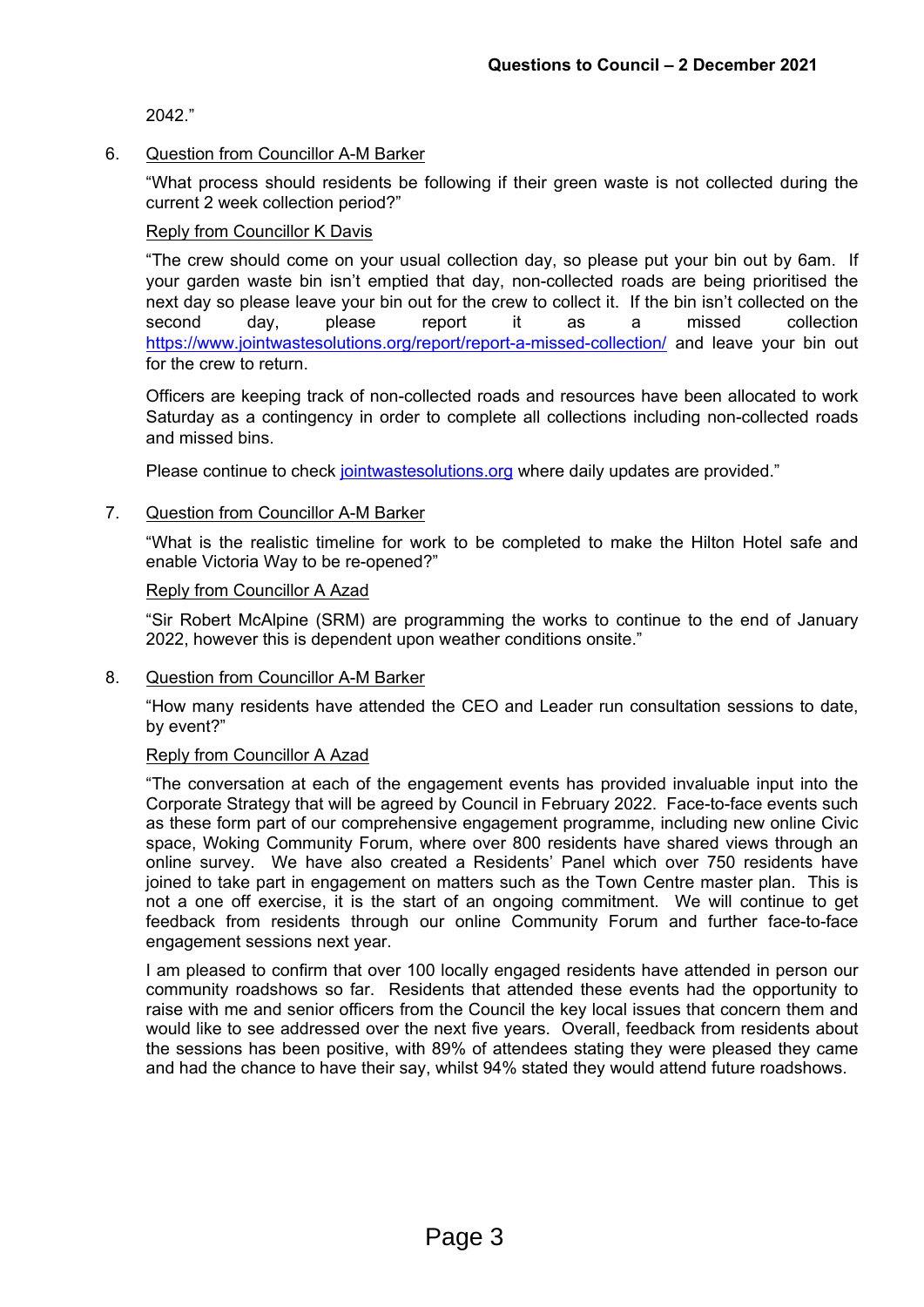2042."

6. Question from Councillor A-M Barker

   "What process should residents be following if their green waste is not collected during the current 2 week collection period?"

   Reply from Councillor K Davis

   "The crew should come on your usual collection day, so please put your bin out by 6am. If your garden waste bin isn't emptied that day, non-collected roads are being prioritised the next day so please leave your bin out for the crew to collect it. If the bin isn't collected on the second day, please report it as a missed collection https://www.jointwastesolutions.org/report/report-a-missed-collection/ and leave your bin out for the crew to return.

   Officers are keeping track of non-collected roads and resources have been allocated to work Saturday as a contingency in order to complete all collections including non-collected roads and missed bins.

   Please continue to check jointwastesolutions.org where daily updates are provided."

7. Question from Councillor A-M Barker

   "What is the realistic timeline for work to be completed to make the Hilton Hotel safe and enable Victoria Way to be re-opened?"

   Reply from Councillor A Azad

   "Sir Robert McAlpine (SRM) are programming the works to continue to the end of January 2022, however this is dependent upon weather conditions onsite."

8. Question from Councillor A-M Barker

   "How many residents have attended the CEO and Leader run consultation sessions to date, by event?"

   Reply from Councillor A Azad

   "The conversation at each of the engagement events has provided invaluable input into the Corporate Strategy that will be agreed by Council in February 2022. Face-to-face events such as these form part of our comprehensive engagement programme, including new online Civic space, Woking Community Forum, where over 800 residents have shared views through an online survey. We have also created a Residents' Panel which over 750 residents have joined to take part in engagement on matters such as the Town Centre master plan. This is not a one off exercise, it is the start of an ongoing commitment. We will continue to get feedback from residents through our online Community Forum and further face-to-face engagement sessions next year.

   I am pleased to confirm that over 100 locally engaged residents have attended in person our community roadshows so far. Residents that attended these events had the opportunity to raise with me and senior officers from the Council the key local issues that concern them and would like to see addressed over the next five years. Overall, feedback from residents about the sessions has been positive, with 89% of attendees stating they were pleased they came and had the chance to have their say, whilst 94% stated they would attend future roadshows.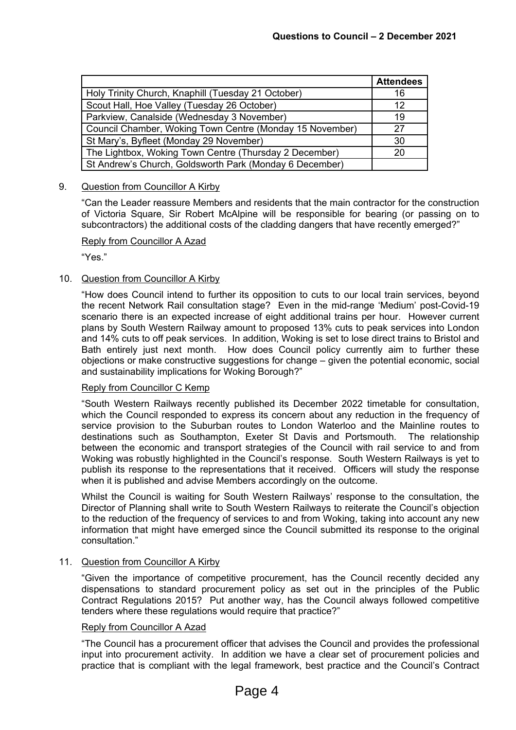| | Attendees |
|---|---|
| Holy Trinity Church, Knaphill (Tuesday 21 October) | 16 |
| Scout Hall, Hoe Valley (Tuesday 26 October) | 12 |
| Parkview, Canalside (Wednesday 3 November) | 19 |
| Council Chamber, Woking Town Centre (Monday 15 November) | 27 |
| St Mary's, Byfleet (Monday 29 November) | 30 |
| The Lightbox, Woking Town Centre (Thursday 2 December) | 20 |
| St Andrew's Church, Goldsworth Park (Monday 6 December) | |

9. Question from Councillor A Kirby

   "Can the Leader reassure Members and residents that the main contractor for the construction of Victoria Square, Sir Robert McAlpine will be responsible for bearing (or passing on to subcontractors) the additional costs of the cladding dangers that have recently emerged?"

   Reply from Councillor A Azad

   "Yes."

10. Question from Councillor A Kirby

    "How does Council intend to further its opposition to cuts to our local train services, beyond the recent Network Rail consultation stage? Even in the mid-range 'Medium' post-Covid-19 scenario there is an expected increase of eight additional trains per hour. However current plans by South Western Railway amount to proposed 13% cuts to peak services into London and 14% cuts to off peak services. In addition, Woking is set to lose direct trains to Bristol and Bath entirely just next month. How does Council policy currently aim to further these objections or make constructive suggestions for change – given the potential economic, social and sustainability implications for Woking Borough?"

    Reply from Councillor C Kemp

    "South Western Railways recently published its December 2022 timetable for consultation, which the Council responded to express its concern about any reduction in the frequency of service provision to the Suburban routes to London Waterloo and the Mainline routes to destinations such as Southampton, Exeter St Davis and Portsmouth. The relationship between the economic and transport strategies of the Council with rail service to and from Woking was robustly highlighted in the Council's response. South Western Railways is yet to publish its response to the representations that it received. Officers will study the response when it is published and advise Members accordingly on the outcome.

    Whilst the Council is waiting for South Western Railways' response to the consultation, the Director of Planning shall write to South Western Railways to reiterate the Council's objection to the reduction of the frequency of services to and from Woking, taking into account any new information that might have emerged since the Council submitted its response to the original consultation."

11. Question from Councillor A Kirby

    "Given the importance of competitive procurement, has the Council recently decided any dispensations to standard procurement policy as set out in the principles of the Public Contract Regulations 2015? Put another way, has the Council always followed competitive tenders where these regulations would require that practice?"

    Reply from Councillor A Azad

    "The Council has a procurement officer that advises the Council and provides the professional input into procurement activity. In addition we have a clear set of procurement policies and practice that is compliant with the legal framework, best practice and the Council's Contract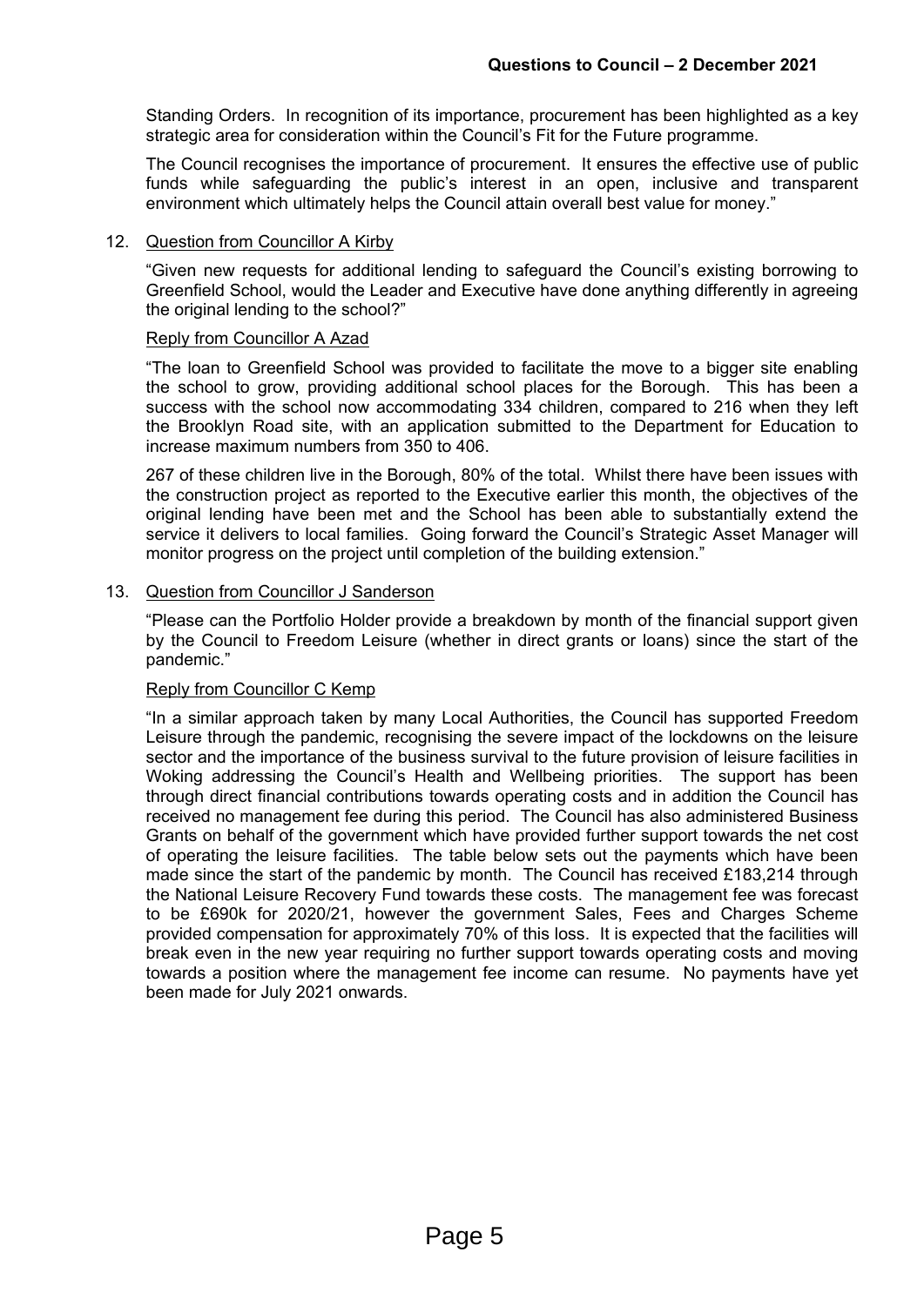Standing Orders. In recognition of its importance, procurement has been highlighted as a key strategic area for consideration within the Council's Fit for the Future programme.

The Council recognises the importance of procurement. It ensures the effective use of public funds while safeguarding the public's interest in an open, inclusive and transparent environment which ultimately helps the Council attain overall best value for money."

12. Question from Councillor A Kirby

"Given new requests for additional lending to safeguard the Council's existing borrowing to Greenfield School, would the Leader and Executive have done anything differently in agreeing the original lending to the school?"

Reply from Councillor A Azad

"The loan to Greenfield School was provided to facilitate the move to a bigger site enabling the school to grow, providing additional school places for the Borough. This has been a success with the school now accommodating 334 children, compared to 216 when they left the Brooklyn Road site, with an application submitted to the Department for Education to increase maximum numbers from 350 to 406.

267 of these children live in the Borough, 80% of the total. Whilst there have been issues with the construction project as reported to the Executive earlier this month, the objectives of the original lending have been met and the School has been able to substantially extend the service it delivers to local families. Going forward the Council's Strategic Asset Manager will monitor progress on the project until completion of the building extension."

13. Question from Councillor J Sanderson

"Please can the Portfolio Holder provide a breakdown by month of the financial support given by the Council to Freedom Leisure (whether in direct grants or loans) since the start of the pandemic."

Reply from Councillor C Kemp

"In a similar approach taken by many Local Authorities, the Council has supported Freedom Leisure through the pandemic, recognising the severe impact of the lockdowns on the leisure sector and the importance of the business survival to the future provision of leisure facilities in Woking addressing the Council's Health and Wellbeing priorities. The support has been through direct financial contributions towards operating costs and in addition the Council has received no management fee during this period. The Council has also administered Business Grants on behalf of the government which have provided further support towards the net cost of operating the leisure facilities. The table below sets out the payments which have been made since the start of the pandemic by month. The Council has received £183,214 through the National Leisure Recovery Fund towards these costs. The management fee was forecast to be £690k for 2020/21, however the government Sales, Fees and Charges Scheme provided compensation for approximately 70% of this loss. It is expected that the facilities will break even in the new year requiring no further support towards operating costs and moving towards a position where the management fee income can resume. No payments have yet been made for July 2021 onwards.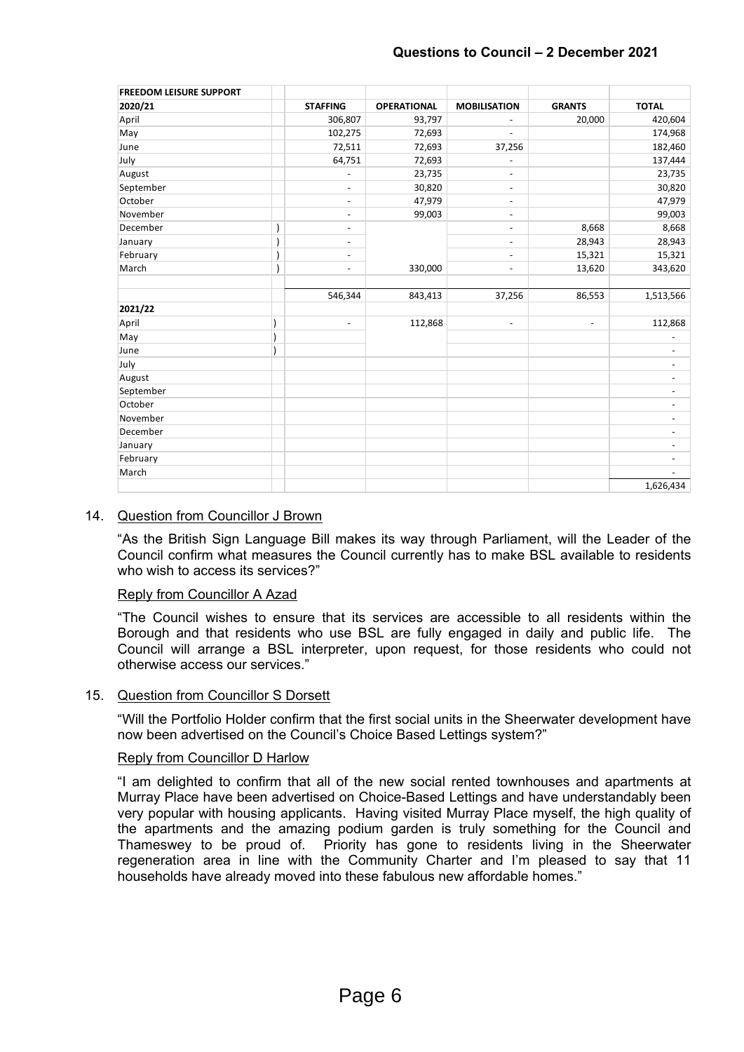| FREEDOM LEISURE SUPPORT | | | | | | |
|---|---|---|---|---|---|---|
| 2020/21 | | STAFFING | OPERATIONAL | MOBILISATION | GRANTS | TOTAL |
| April | | 306,807 | 93,797 | - | 20,000 | 420,604 |
| May | | 102,275 | 72,693 | - | | 174,968 |
| June | | 72,511 | 72,693 | 37,256 | | 182,460 |
| July | | 64,751 | 72,693 | - | | 137,444 |
| August | | - | 23,735 | - | | 23,735 |
| September | | - | 30,820 | - | | 30,820 |
| October | | - | 47,979 | - | | 47,979 |
| November | | - | 99,003 | - | | 99,003 |
| December | ) | - | | - | 8,668 | 8,668 |
| January | ) | - | | - | 28,943 | 28,943 |
| February | ) | - | | - | 15,321 | 15,321 |
| March | ) | - | 330,000 | - | 13,620 | 343,620 |
| | | | | | | |
| | | 546,344 | 843,413 | 37,256 | 86,553 | 1,513,566 |
| 2021/22 | | | | | | |
| April | ) | - | 112,868 | - | - | 112,868 |
| May | ) | | | | | - |
| June | ) | | | | | - |
| July | | | | | | - |
| August | | | | | | - |
| September | | | | | | - |
| October | | | | | | - |
| November | | | | | | - |
| December | | | | | | - |
| January | | | | | | - |
| February | | | | | | - |
| March | | | | | | - |
| | | | | | | 1,626,434 |

14. Question from Councillor J Brown

"As the British Sign Language Bill makes its way through Parliament, will the Leader of the Council confirm what measures the Council currently has to make BSL available to residents who wish to access its services?"

Reply from Councillor A Azad

"The Council wishes to ensure that its services are accessible to all residents within the Borough and that residents who use BSL are fully engaged in daily and public life. The Council will arrange a BSL interpreter, upon request, for those residents who could not otherwise access our services."

15. Question from Councillor S Dorsett

"Will the Portfolio Holder confirm that the first social units in the Sheerwater development have now been advertised on the Council's Choice Based Lettings system?"

Reply from Councillor D Harlow

"I am delighted to confirm that all of the new social rented townhouses and apartments at Murray Place have been advertised on Choice-Based Lettings and have understandably been very popular with housing applicants. Having visited Murray Place myself, the high quality of the apartments and the amazing podium garden is truly something for the Council and Thameswey to be proud of. Priority has gone to residents living in the Sheerwater regeneration area in line with the Community Charter and I'm pleased to say that 11 households have already moved into these fabulous new affordable homes."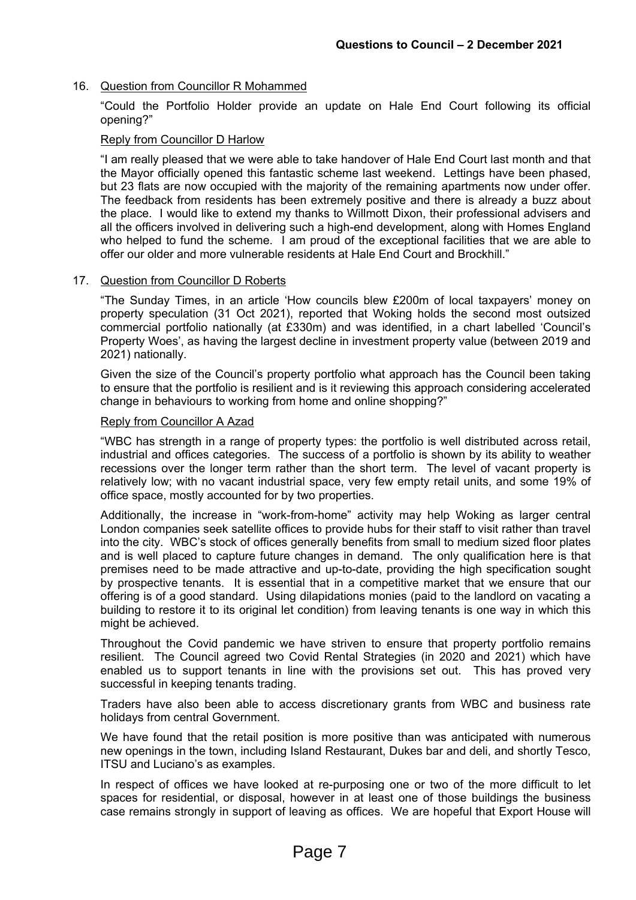16. Question from Councillor R Mohammed

"Could the Portfolio Holder provide an update on Hale End Court following its official opening?"

Reply from Councillor D Harlow

"I am really pleased that we were able to take handover of Hale End Court last month and that the Mayor officially opened this fantastic scheme last weekend. Lettings have been phased, but 23 flats are now occupied with the majority of the remaining apartments now under offer. The feedback from residents has been extremely positive and there is already a buzz about the place. I would like to extend my thanks to Willmott Dixon, their professional advisers and all the officers involved in delivering such a high-end development, along with Homes England who helped to fund the scheme. I am proud of the exceptional facilities that we are able to offer our older and more vulnerable residents at Hale End Court and Brockhill."

17. Question from Councillor D Roberts

"The Sunday Times, in an article 'How councils blew £200m of local taxpayers' money on property speculation (31 Oct 2021), reported that Woking holds the second most outsized commercial portfolio nationally (at £330m) and was identified, in a chart labelled 'Council's Property Woes', as having the largest decline in investment property value (between 2019 and 2021) nationally.

Given the size of the Council's property portfolio what approach has the Council been taking to ensure that the portfolio is resilient and is it reviewing this approach considering accelerated change in behaviours to working from home and online shopping?"

Reply from Councillor A Azad

"WBC has strength in a range of property types: the portfolio is well distributed across retail, industrial and offices categories. The success of a portfolio is shown by its ability to weather recessions over the longer term rather than the short term. The level of vacant property is relatively low; with no vacant industrial space, very few empty retail units, and some 19% of office space, mostly accounted for by two properties.

Additionally, the increase in "work-from-home" activity may help Woking as larger central London companies seek satellite offices to provide hubs for their staff to visit rather than travel into the city. WBC's stock of offices generally benefits from small to medium sized floor plates and is well placed to capture future changes in demand. The only qualification here is that premises need to be made attractive and up-to-date, providing the high specification sought by prospective tenants. It is essential that in a competitive market that we ensure that our offering is of a good standard. Using dilapidations monies (paid to the landlord on vacating a building to restore it to its original let condition) from leaving tenants is one way in which this might be achieved.

Throughout the Covid pandemic we have striven to ensure that property portfolio remains resilient. The Council agreed two Covid Rental Strategies (in 2020 and 2021) which have enabled us to support tenants in line with the provisions set out. This has proved very successful in keeping tenants trading.

Traders have also been able to access discretionary grants from WBC and business rate holidays from central Government.

We have found that the retail position is more positive than was anticipated with numerous new openings in the town, including Island Restaurant, Dukes bar and deli, and shortly Tesco, ITSU and Luciano's as examples.

In respect of offices we have looked at re-purposing one or two of the more difficult to let spaces for residential, or disposal, however in at least one of those buildings the business case remains strongly in support of leaving as offices. We are hopeful that Export House will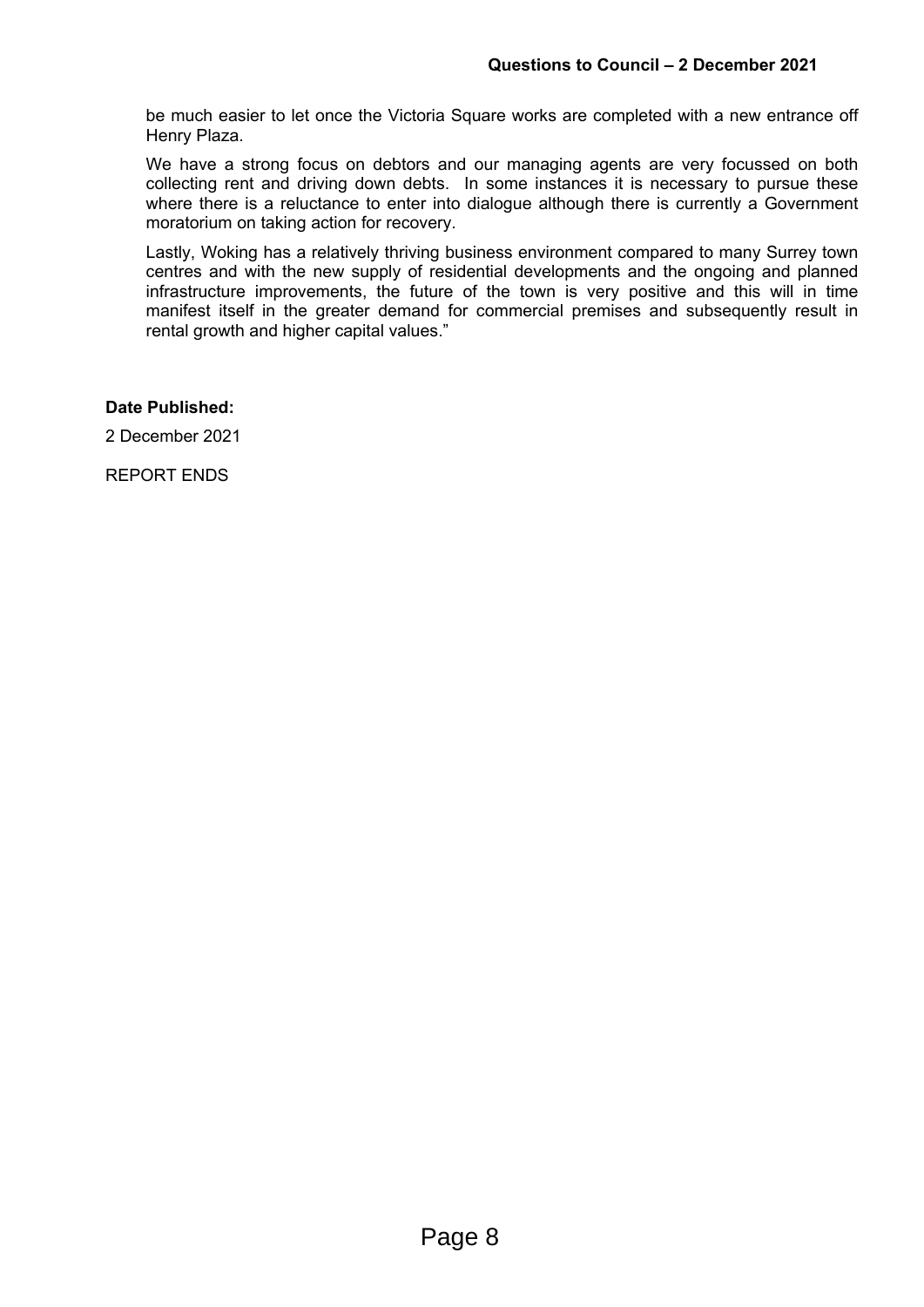be much easier to let once the Victoria Square works are completed with a new entrance off Henry Plaza.

We have a strong focus on debtors and our managing agents are very focussed on both collecting rent and driving down debts. In some instances it is necessary to pursue these where there is a reluctance to enter into dialogue although there is currently a Government moratorium on taking action for recovery.

Lastly, Woking has a relatively thriving business environment compared to many Surrey town centres and with the new supply of residential developments and the ongoing and planned infrastructure improvements, the future of the town is very positive and this will in time manifest itself in the greater demand for commercial premises and subsequently result in rental growth and higher capital values."

**Date Published:**

2 December 2021

REPORT ENDS